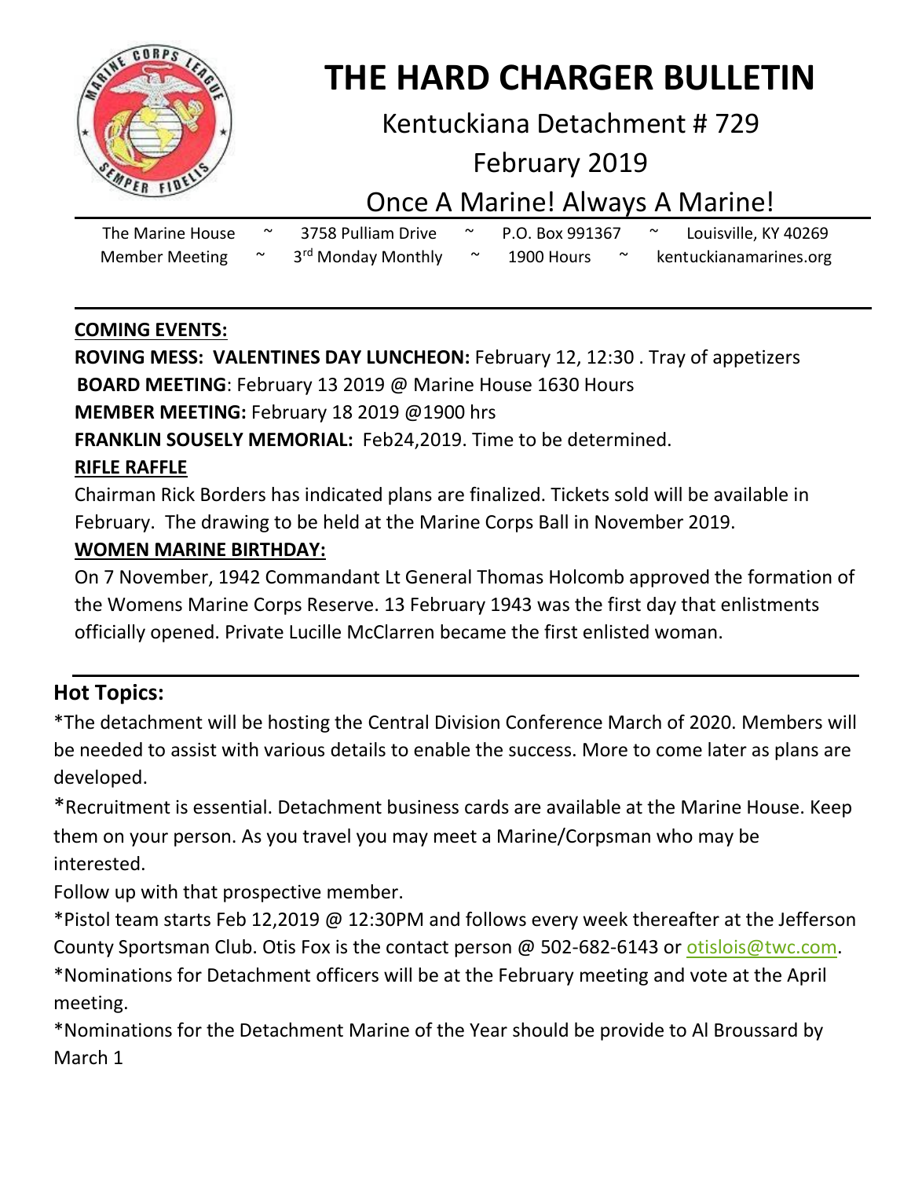# THE HARD CHARGER BULLETIN

## Kentuckiana Detachment # 729

## February 2019

## Once A Marine! Always A Marine!

The Marine House ~ 3758 Pulliam Drive ~ P.O. Box 991367 ~ Louisville, KY 40269

Member Meeting ~ 3rd Monday Monthly ~ 1900 Hours ~ kentuckianamarines.org

---

**COMING EVENTS:**

**ROVING MESS: VALENTINES DAY LUNCHEON:** February 12, 12:30 . Tray of appetizers

**BOARD MEETING**: February 13 2019 @ Marine House 1630 Hours

**MEMBER MEETING:** February 18 2019 @1900 hrs

**FRANKLIN SOUSELY MEMORIAL:** Feb24,2019. Time to be determined.

**RIFLE RAFFLE**

Chairman Rick Borders has indicated plans are finalized. Tickets sold will be available in February. The drawing to be held at the Marine Corps Ball in November 2019.

**WOMEN MARINE BIRTHDAY:**

On 7 November, 1942 Commandant Lt General Thomas Holcomb approved the formation of the Womens Marine Corps Reserve. 13 February 1943 was the first day that enlistments officially opened. Private Lucille McClarren became the first enlisted woman.

---

## Hot Topics:

*The detachment will be hosting the Central Division Conference March of 2020. Members will be needed to assist with various details to enable the success. More to come later as plans are developed.

*Recruitment is essential. Detachment business cards are available at the Marine House. Keep them on your person. As you travel you may meet a Marine/Corpsman who may be interested.

Follow up with that prospective member.

*Pistol team starts Feb 12,2019 @ 12:30PM and follows every week thereafter at the Jefferson County Sportsman Club. Otis Fox is the contact person @ 502-682-6143 or otislois@twc.com.

*Nominations for Detachment officers will be at the February meeting and vote at the April meeting.

*Nominations for the Detachment Marine of the Year should be provide to Al Broussard by March 1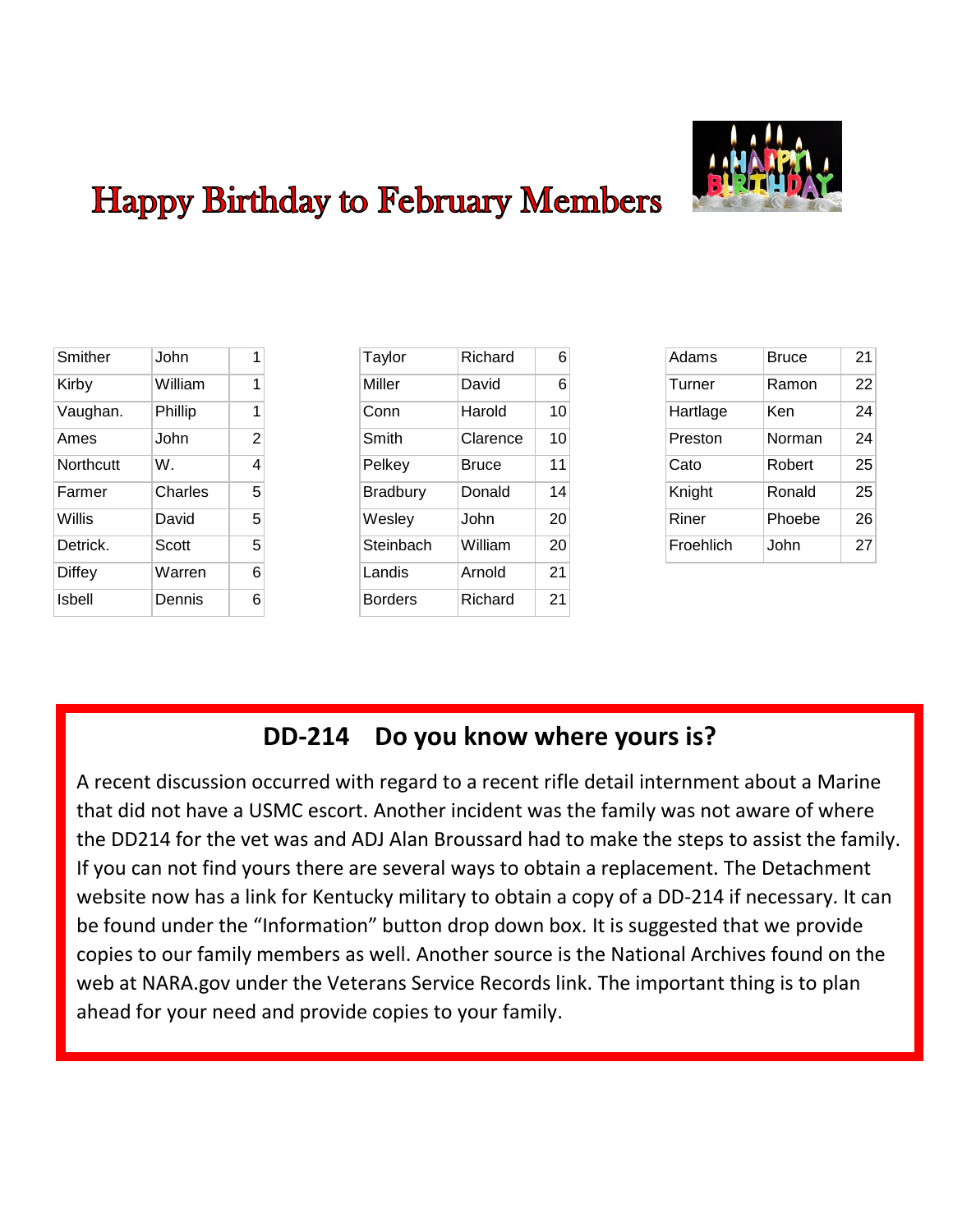# Happy Birthday to February Members

| Smither | John | 1 |
|---|---|---|
| Kirby | William | 1 |
| Vaughan. | Phillip | 1 |
| Ames | John | 2 |
| Northcutt | W. | 4 |
| Farmer | Charles | 5 |
| Willis | David | 5 |
| Detrick. | Scott | 5 |
| Diffey | Warren | 6 |
| Isbell | Dennis | 6 |

| Taylor | Richard | 6 |
|---|---|---|
| Miller | David | 6 |
| Conn | Harold | 10 |
| Smith | Clarence | 10 |
| Pelkey | Bruce | 11 |
| Bradbury | Donald | 14 |
| Wesley | John | 20 |
| Steinbach | William | 20 |
| Landis | Arnold | 21 |
| Borders | Richard | 21 |

| Adams | Bruce | 21 |
|---|---|---|
| Turner | Ramon | 22 |
| Hartlage | Ken | 24 |
| Preston | Norman | 24 |
| Cato | Robert | 25 |
| Knight | Ronald | 25 |
| Riner | Phoebe | 26 |
| Froehlich | John | 27 |

## DD-214 Do you know where yours is?

A recent discussion occurred with regard to a recent rifle detail internment about a Marine that did not have a USMC escort. Another incident was the family was not aware of where the DD214 for the vet was and ADJ Alan Broussard had to make the steps to assist the family. If you can not find yours there are several ways to obtain a replacement. The Detachment website now has a link for Kentucky military to obtain a copy of a DD-214 if necessary. It can be found under the "Information" button drop down box. It is suggested that we provide copies to our family members as well. Another source is the National Archives found on the web at NARA.gov under the Veterans Service Records link. The important thing is to plan ahead for your need and provide copies to your family.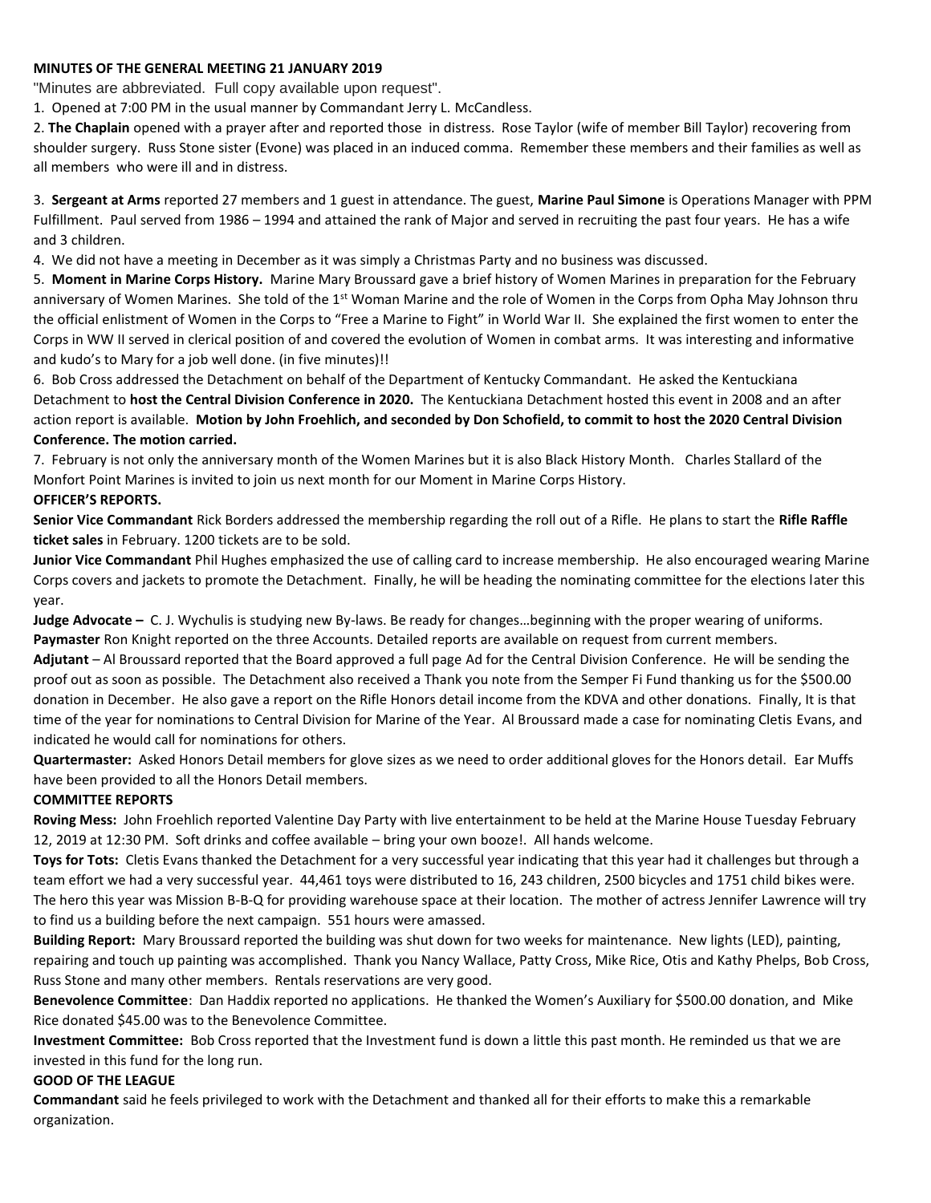**MINUTES OF THE GENERAL MEETING 21 JANUARY 2019**

"Minutes are abbreviated. Full copy available upon request".

1. Opened at 7:00 PM in the usual manner by Commandant Jerry L. McCandless.

2. **The Chaplain** opened with a prayer after and reported those in distress. Rose Taylor (wife of member Bill Taylor) recovering from shoulder surgery. Russ Stone sister (Evone) was placed in an induced comma. Remember these members and their families as well as all members who were ill and in distress.

3. **Sergeant at Arms** reported 27 members and 1 guest in attendance. The guest, **Marine Paul Simone** is Operations Manager with PPM Fulfillment. Paul served from 1986 – 1994 and attained the rank of Major and served in recruiting the past four years. He has a wife and 3 children.

4. We did not have a meeting in December as it was simply a Christmas Party and no business was discussed.

5. **Moment in Marine Corps History.** Marine Mary Broussard gave a brief history of Women Marines in preparation for the February anniversary of Women Marines. She told of the 1st Woman Marine and the role of Women in the Corps from Opha May Johnson thru the official enlistment of Women in the Corps to "Free a Marine to Fight" in World War II. She explained the first women to enter the Corps in WW II served in clerical position of and covered the evolution of Women in combat arms. It was interesting and informative and kudo's to Mary for a job well done. (in five minutes)!!

6. Bob Cross addressed the Detachment on behalf of the Department of Kentucky Commandant. He asked the Kentuckiana Detachment to **host the Central Division Conference in 2020.** The Kentuckiana Detachment hosted this event in 2008 and an after action report is available. **Motion by John Froehlich, and seconded by Don Schofield, to commit to host the 2020 Central Division Conference. The motion carried.**

7. February is not only the anniversary month of the Women Marines but it is also Black History Month. Charles Stallard of the Monfort Point Marines is invited to join us next month for our Moment in Marine Corps History.

**OFFICER'S REPORTS.**

**Senior Vice Commandant** Rick Borders addressed the membership regarding the roll out of a Rifle. He plans to start the **Rifle Raffle ticket sales** in February. 1200 tickets are to be sold.

**Junior Vice Commandant** Phil Hughes emphasized the use of calling card to increase membership. He also encouraged wearing Marine Corps covers and jackets to promote the Detachment. Finally, he will be heading the nominating committee for the elections later this year.

**Judge Advocate –** C. J. Wychulis is studying new By-laws. Be ready for changes…beginning with the proper wearing of uniforms.

**Paymaster** Ron Knight reported on the three Accounts. Detailed reports are available on request from current members.

**Adjutant** – Al Broussard reported that the Board approved a full page Ad for the Central Division Conference. He will be sending the proof out as soon as possible. The Detachment also received a Thank you note from the Semper Fi Fund thanking us for the $500.00 donation in December. He also gave a report on the Rifle Honors detail income from the KDVA and other donations. Finally, It is that time of the year for nominations to Central Division for Marine of the Year. Al Broussard made a case for nominating Cletis Evans, and indicated he would call for nominations for others.

**Quartermaster:** Asked Honors Detail members for glove sizes as we need to order additional gloves for the Honors detail. Ear Muffs have been provided to all the Honors Detail members.

**COMMITTEE REPORTS**

**Roving Mess:** John Froehlich reported Valentine Day Party with live entertainment to be held at the Marine House Tuesday February 12, 2019 at 12:30 PM. Soft drinks and coffee available – bring your own booze!. All hands welcome.

**Toys for Tots:** Cletis Evans thanked the Detachment for a very successful year indicating that this year had it challenges but through a team effort we had a very successful year. 44,461 toys were distributed to 16, 243 children, 2500 bicycles and 1751 child bikes were. The hero this year was Mission B-B-Q for providing warehouse space at their location. The mother of actress Jennifer Lawrence will try to find us a building before the next campaign. 551 hours were amassed.

**Building Report:** Mary Broussard reported the building was shut down for two weeks for maintenance. New lights (LED), painting, repairing and touch up painting was accomplished. Thank you Nancy Wallace, Patty Cross, Mike Rice, Otis and Kathy Phelps, Bob Cross, Russ Stone and many other members. Rentals reservations are very good.

**Benevolence Committee**: Dan Haddix reported no applications. He thanked the Women's Auxiliary for $500.00 donation, and Mike Rice donated $45.00 was to the Benevolence Committee.

**Investment Committee:** Bob Cross reported that the Investment fund is down a little this past month. He reminded us that we are invested in this fund for the long run.

**GOOD OF THE LEAGUE**

**Commandant** said he feels privileged to work with the Detachment and thanked all for their efforts to make this a remarkable organization.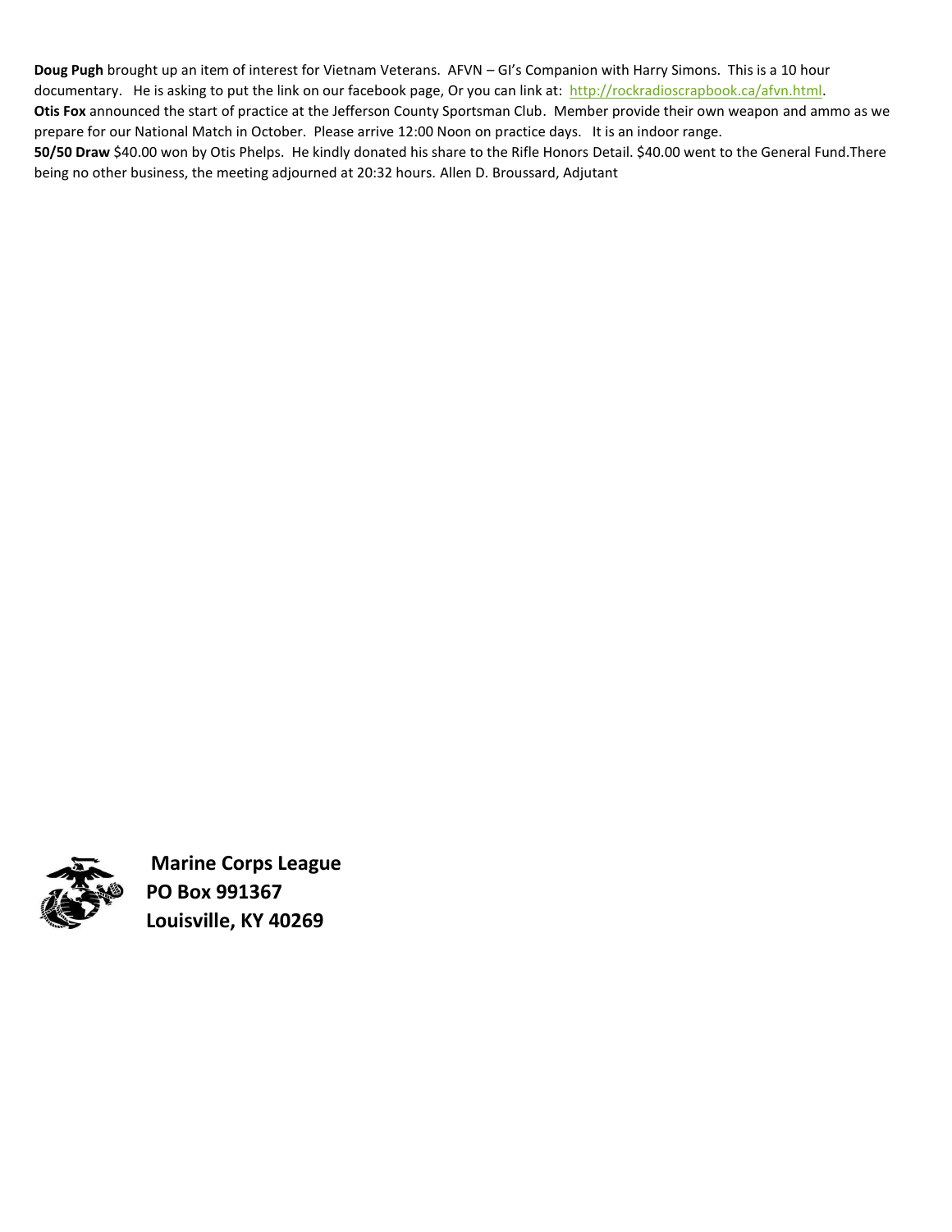**Doug Pugh** brought up an item of interest for Vietnam Veterans. AFVN – GI's Companion with Harry Simons. This is a 10 hour documentary. He is asking to put the link on our facebook page, Or you can link at: http://rockradioscrapbook.ca/afvn.html.
**Otis Fox** announced the start of practice at the Jefferson County Sportsman Club. Member provide their own weapon and ammo as we prepare for our National Match in October. Please arrive 12:00 Noon on practice days. It is an indoor range.
**50/50 Draw** $40.00 won by Otis Phelps. He kindly donated his share to the Rifle Honors Detail. $40.00 went to the General Fund.There being no other business, the meeting adjourned at 20:32 hours. Allen D. Broussard, Adjutant

**Marine Corps League**
**PO Box 991367**
**Louisville, KY 40269**